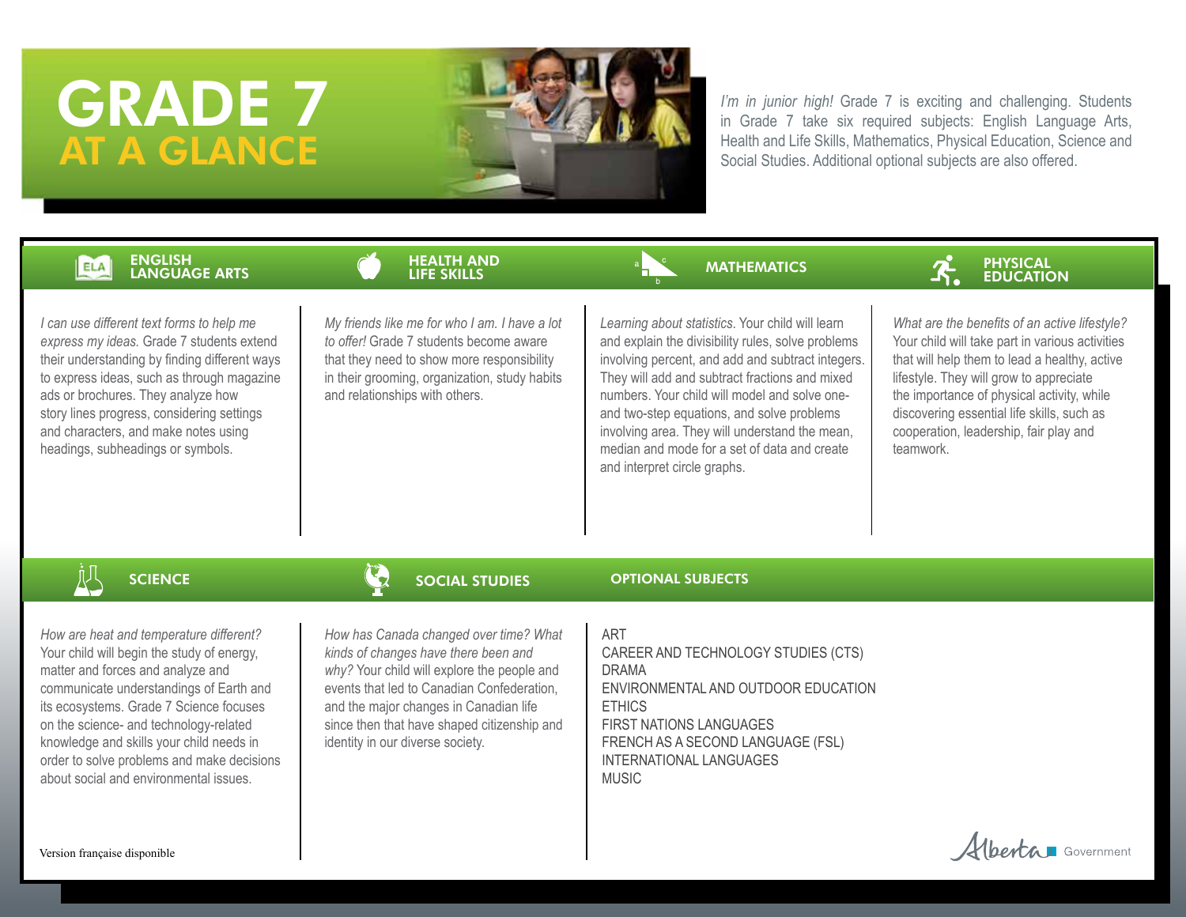# GRADE 7 AT A GLANCE

*I'm in junior high!* Grade 7 is exciting and challenging. Students in Grade 7 take six required subjects: English Language Arts, Health and Life Skills, Mathematics, Physical Education, Science and Social Studies. Additional optional subjects are also offered.

## ENGLISH LANGUAGE ARTS

*I can use different text forms to help me express my ideas.* Grade 7 students extend their understanding by finding different ways to express ideas, such as through magazine ads or brochures. They analyze how story lines progress, considering settings and characters, and make notes using headings, subheadings or symbols.

## HEALTH AND LIFE SKILLS

*My friends like me for who I am. I have a lot to offer!* Grade 7 students become aware that they need to show more responsibility in their grooming, organization, study habits and relationships with others.

## MATHEMATICS

*Learning about statistics.* Your child will learn and explain the divisibility rules, solve problems involving percent, and add and subtract integers. They will add and subtract fractions and mixed numbers. Your child will model and solve one- and two-step equations, and solve problems involving area. They will understand the mean, median and mode for a set of data and create and interpret circle graphs.

## PHYSICAL EDUCATION

*What are the benefits of an active lifestyle?* Your child will take part in various activities that will help them to lead a healthy, active lifestyle. They will grow to appreciate the importance of physical activity, while discovering essential life skills, such as cooperation, leadership, fair play and teamwork.

## SCIENCE

*How are heat and temperature different?* Your child will begin the study of energy, matter and forces and analyze and communicate understandings of Earth and its ecosystems. Grade 7 Science focuses on the science- and technology-related knowledge and skills your child needs in order to solve problems and make decisions about social and environmental issues.

## SOCIAL STUDIES

*How has Canada changed over time? What kinds of changes have there been and why?* Your child will explore the people and events that led to Canadian Confederation, and the major changes in Canadian life since then that have shaped citizenship and identity in our diverse society.

## OPTIONAL SUBJECTS

- ART
- CAREER AND TECHNOLOGY STUDIES (CTS)
- DRAMA
- ENVIRONMENTAL AND OUTDOOR EDUCATION
- ETHICS
- FIRST NATIONS LANGUAGES
- FRENCH AS A SECOND LANGUAGE (FSL)
- INTERNATIONAL LANGUAGES
- MUSIC

Version française disponible

Alberta Government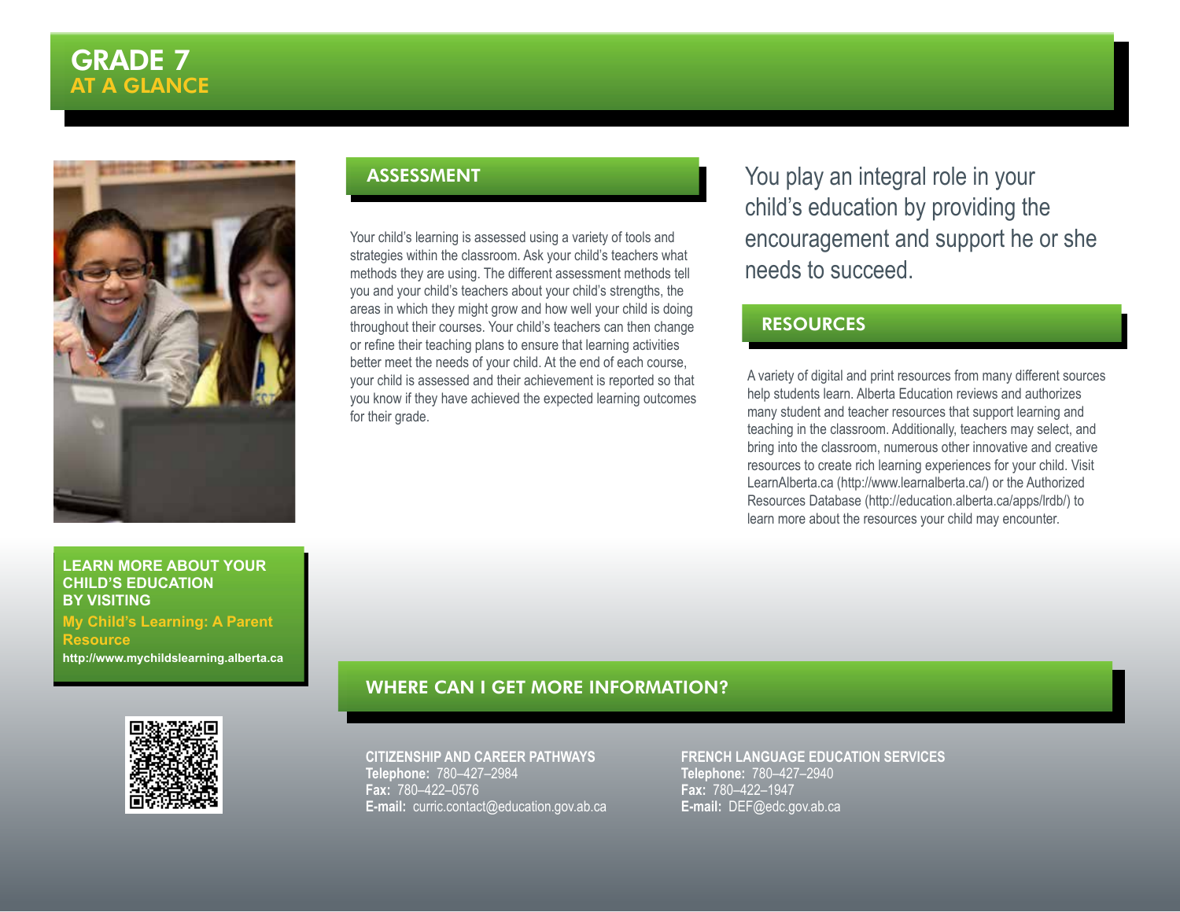# GRADE 7
## AT A GLANCE

## ASSESSMENT

Your child's learning is assessed using a variety of tools and strategies within the classroom. Ask your child's teachers what methods they are using. The different assessment methods tell you and your child's teachers about your child's strengths, the areas in which they might grow and how well your child is doing throughout their courses. Your child's teachers can then change or refine their teaching plans to ensure that learning activities better meet the needs of your child. At the end of each course, your child is assessed and their achievement is reported so that you know if they have achieved the expected learning outcomes for their grade.

You play an integral role in your child's education by providing the encouragement and support he or she needs to succeed.

## RESOURCES

A variety of digital and print resources from many different sources help students learn. Alberta Education reviews and authorizes many student and teacher resources that support learning and teaching in the classroom. Additionally, teachers may select, and bring into the classroom, numerous other innovative and creative resources to create rich learning experiences for your child. Visit LearnAlberta.ca (http://www.learnalberta.ca/) or the Authorized Resources Database (http://education.alberta.ca/apps/lrdb/) to learn more about the resources your child may encounter.

**LEARN MORE ABOUT YOUR CHILD'S EDUCATION BY VISITING**

**My Child's Learning: A Parent Resource**

**http://www.mychildslearning.alberta.ca**

## WHERE CAN I GET MORE INFORMATION?

**CITIZENSHIP AND CAREER PATHWAYS**
**Telephone:** 780–427–2984
**Fax:** 780–422–0576
**E-mail:** curric.contact@education.gov.ab.ca

**FRENCH LANGUAGE EDUCATION SERVICES**
**Telephone:** 780–427–2940
**Fax:** 780–422–1947
**E-mail:** DEF@edc.gov.ab.ca